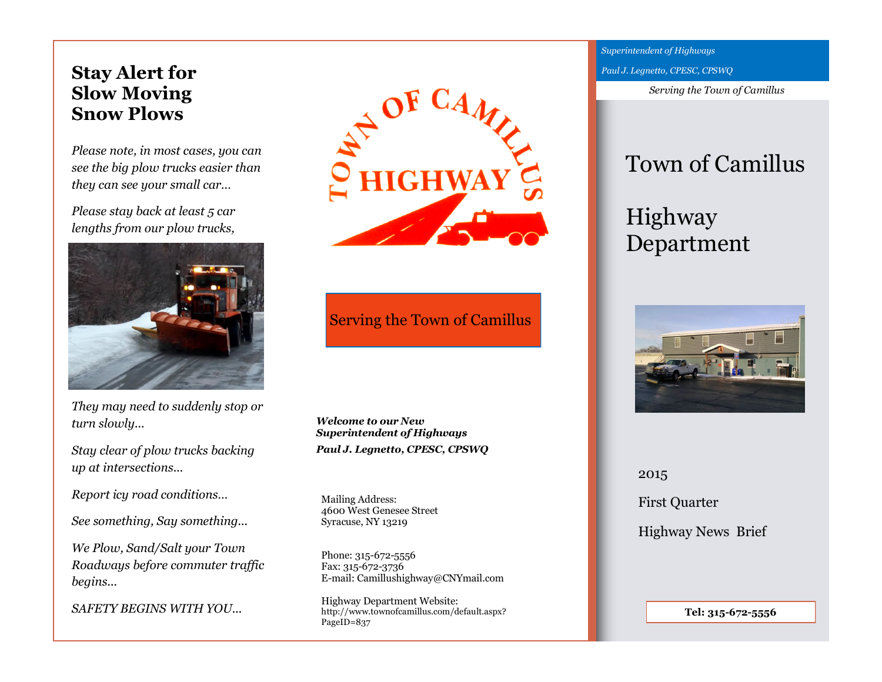# Stay Alert for Slow Moving Snow Plows

*Please note, in most cases, you can see the big plow trucks easier than they can see your small car…*

*Please stay back at least 5 car lengths from our plow trucks,*

*They may need to suddenly stop or turn slowly…*

*Stay clear of plow trucks backing up at intersections…*

*Report icy road conditions…*

*See something, Say something…*

*We Plow, Sand/Salt your Town Roadways before commuter traffic begins…*

*SAFETY BEGINS WITH YOU…*

TOWN OF CAMILLUS HIGHWAY

Serving the Town of Camillus

***Welcome to our New Superintendent of Highways***

***Paul J. Legnetto, CPESC, CPSWQ***

Mailing Address:
4600 West Genesee Street
Syracuse, NY 13219

Phone: 315-672-5556
Fax: 315-672-3736
E-mail: Camillushighway@CNYmail.com

Highway Department Website:
http://www.townofcamillus.com/default.aspx?PageID=837

*Superintendent of Highways*

*Paul J. Legnetto, CPESC, CPSWQ*

*Serving the Town of Camillus*

# Town of Camillus

# Highway Department

2015

First Quarter

Highway News Brief

**Tel: 315-672-5556**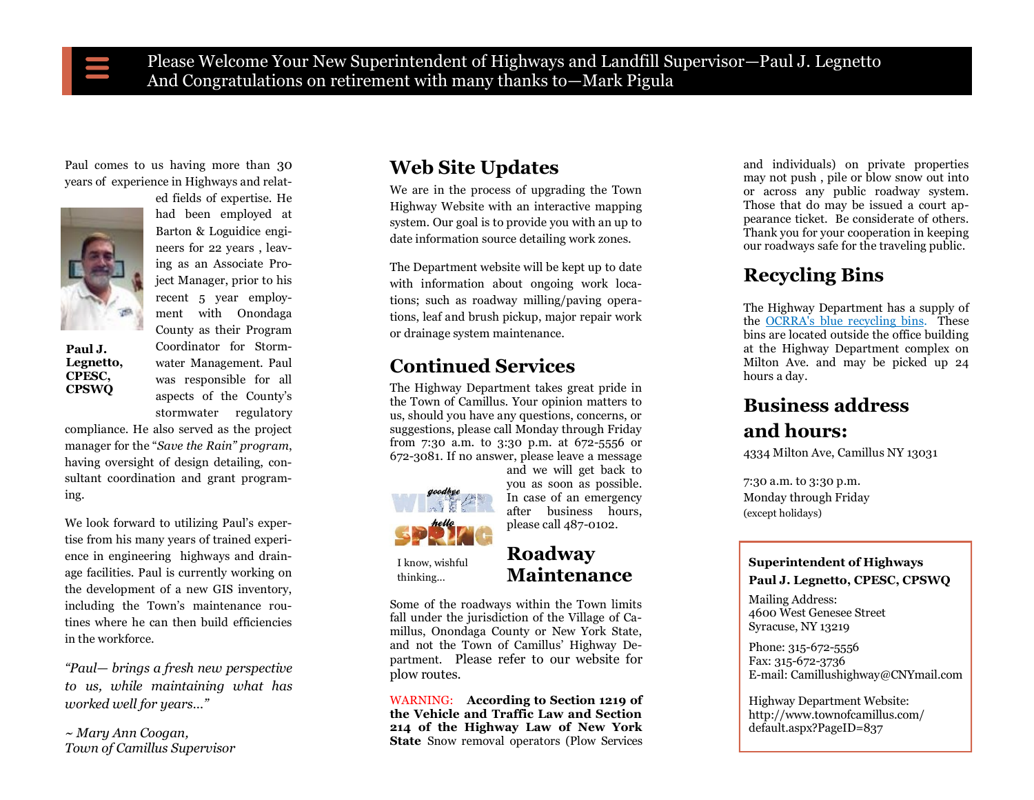# Please Welcome Your New Superintendent of Highways and Landfill Supervisor—Paul J. Legnetto And Congratulations on retirement with many thanks to—Mark Pigula

Paul comes to us having more than 30 years of experience in Highways and related fields of expertise. He had been employed at Barton & Loguidice engineers for 22 years , leaving as an Associate Project Manager, prior to his recent 5 year employment with Onondaga County as their Program Coordinator for Stormwater Management. Paul was responsible for all aspects of the County's stormwater regulatory compliance. He also served as the project manager for the "*Save the Rain" program*, having oversight of design detailing, consultant coordination and grant programing.

**Paul J. Legnetto, CPESC, CPSWQ**

We look forward to utilizing Paul's expertise from his many years of trained experience in engineering highways and drainage facilities. Paul is currently working on the development of a new GIS inventory, including the Town's maintenance routines where he can then build efficiencies in the workforce.

*"Paul— brings a fresh new perspective to us, while maintaining what has worked well for years..."*

*~ Mary Ann Coogan,*
*Town of Camillus Supervisor*

## Web Site Updates

We are in the process of upgrading the Town Highway Website with an interactive mapping system. Our goal is to provide you with an up to date information source detailing work zones.

The Department website will be kept up to date with information about ongoing work locations; such as roadway milling/paving operations, leaf and brush pickup, major repair work or drainage system maintenance.

## Continued Services

The Highway Department takes great pride in the Town of Camillus. Your opinion matters to us, should you have any questions, concerns, or suggestions, please call Monday through Friday from 7:30 a.m. to 3:30 p.m. at 672-5556 or 672-3081. If no answer, please leave a message and we will get back to you as soon as possible. In case of an emergency after business hours, please call 487-0102.

goodbye WINTER hello SPRING

I know, wishful thinking...

## Roadway Maintenance

Some of the roadways within the Town limits fall under the jurisdiction of the Village of Camillus, Onondaga County or New York State, and not the Town of Camillus' Highway Department. Please refer to our website for plow routes.

WARNING: **According to Section 1219 of the Vehicle and Traffic Law and Section 214 of the Highway Law of New York State** Snow removal operators (Plow Services and individuals) on private properties may not push , pile or blow snow out into or across any public roadway system. Those that do may be issued a court appearance ticket. Be considerate of others. Thank you for your cooperation in keeping our roadways safe for the traveling public.

## Recycling Bins

The Highway Department has a supply of the OCRRA's blue recycling bins. These bins are located outside the office building at the Highway Department complex on Milton Ave. and may be picked up 24 hours a day.

## Business address and hours:

4334 Milton Ave, Camillus NY 13031

7:30 a.m. to 3:30 p.m.
Monday through Friday
(except holidays)

**Superintendent of Highways**
**Paul J. Legnetto, CPESC, CPSWQ**

Mailing Address:
4600 West Genesee Street
Syracuse, NY 13219

Phone: 315-672-5556
Fax: 315-672-3736
E-mail: Camillushighway@CNYmail.com

Highway Department Website:
http://www.townofcamillus.com/default.aspx?PageID=837